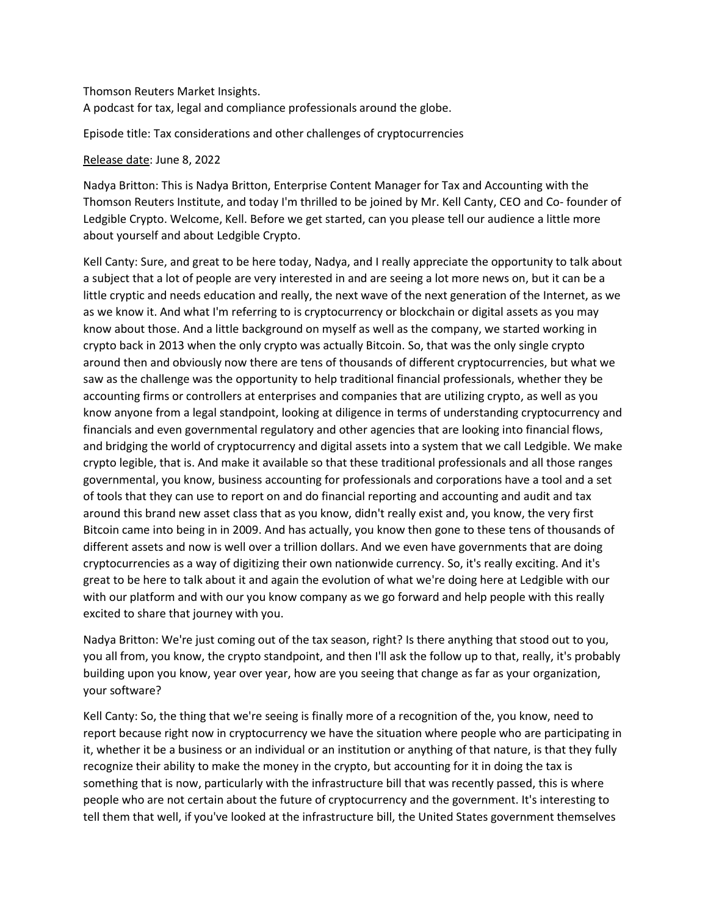Thomson Reuters Market Insights.
A podcast for tax, legal and compliance professionals around the globe.

Episode title: Tax considerations and other challenges of cryptocurrencies

<u>Release date</u>: June 8, 2022

Nadya Britton: This is Nadya Britton, Enterprise Content Manager for Tax and Accounting with the Thomson Reuters Institute, and today I'm thrilled to be joined by Mr. Kell Canty, CEO and Co- founder of Ledgible Crypto. Welcome, Kell. Before we get started, can you please tell our audience a little more about yourself and about Ledgible Crypto.

Kell Canty: Sure, and great to be here today, Nadya, and I really appreciate the opportunity to talk about a subject that a lot of people are very interested in and are seeing a lot more news on, but it can be a little cryptic and needs education and really, the next wave of the next generation of the Internet, as we as we know it. And what I'm referring to is cryptocurrency or blockchain or digital assets as you may know about those. And a little background on myself as well as the company, we started working in crypto back in 2013 when the only crypto was actually Bitcoin. So, that was the only single crypto around then and obviously now there are tens of thousands of different cryptocurrencies, but what we saw as the challenge was the opportunity to help traditional financial professionals, whether they be accounting firms or controllers at enterprises and companies that are utilizing crypto, as well as you know anyone from a legal standpoint, looking at diligence in terms of understanding cryptocurrency and financials and even governmental regulatory and other agencies that are looking into financial flows, and bridging the world of cryptocurrency and digital assets into a system that we call Ledgible. We make crypto legible, that is. And make it available so that these traditional professionals and all those ranges governmental, you know, business accounting for professionals and corporations have a tool and a set of tools that they can use to report on and do financial reporting and accounting and audit and tax around this brand new asset class that as you know, didn't really exist and, you know, the very first Bitcoin came into being in in 2009. And has actually, you know then gone to these tens of thousands of different assets and now is well over a trillion dollars. And we even have governments that are doing cryptocurrencies as a way of digitizing their own nationwide currency. So, it's really exciting. And it's great to be here to talk about it and again the evolution of what we're doing here at Ledgible with our with our platform and with our you know company as we go forward and help people with this really excited to share that journey with you.

Nadya Britton: We're just coming out of the tax season, right? Is there anything that stood out to you, you all from, you know, the crypto standpoint, and then I'll ask the follow up to that, really, it's probably building upon you know, year over year, how are you seeing that change as far as your organization, your software?

Kell Canty: So, the thing that we're seeing is finally more of a recognition of the, you know, need to report because right now in cryptocurrency we have the situation where people who are participating in it, whether it be a business or an individual or an institution or anything of that nature, is that they fully recognize their ability to make the money in the crypto, but accounting for it in doing the tax is something that is now, particularly with the infrastructure bill that was recently passed, this is where people who are not certain about the future of cryptocurrency and the government. It's interesting to tell them that well, if you've looked at the infrastructure bill, the United States government themselves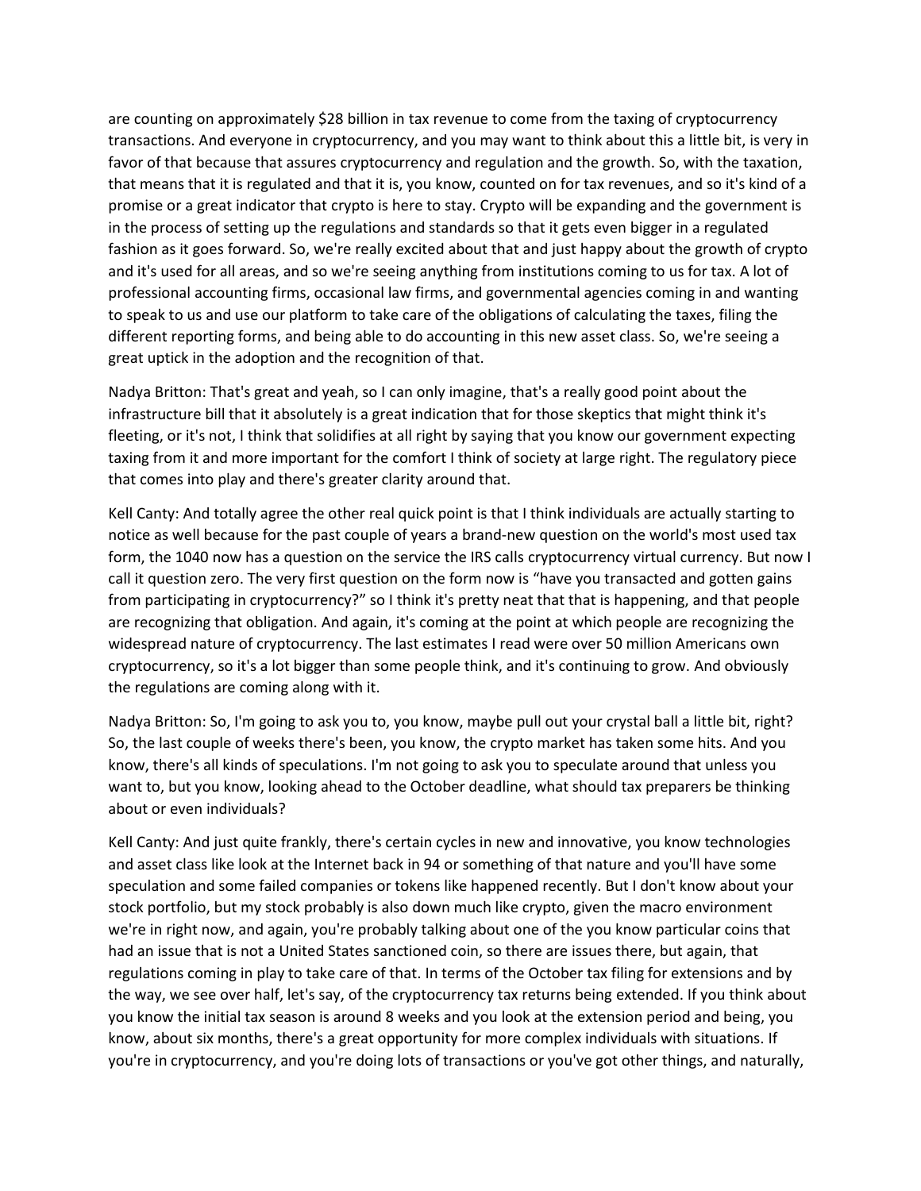are counting on approximately $28 billion in tax revenue to come from the taxing of cryptocurrency transactions. And everyone in cryptocurrency, and you may want to think about this a little bit, is very in favor of that because that assures cryptocurrency and regulation and the growth. So, with the taxation, that means that it is regulated and that it is, you know, counted on for tax revenues, and so it's kind of a promise or a great indicator that crypto is here to stay. Crypto will be expanding and the government is in the process of setting up the regulations and standards so that it gets even bigger in a regulated fashion as it goes forward. So, we're really excited about that and just happy about the growth of crypto and it's used for all areas, and so we're seeing anything from institutions coming to us for tax. A lot of professional accounting firms, occasional law firms, and governmental agencies coming in and wanting to speak to us and use our platform to take care of the obligations of calculating the taxes, filing the different reporting forms, and being able to do accounting in this new asset class. So, we're seeing a great uptick in the adoption and the recognition of that.

Nadya Britton: That's great and yeah, so I can only imagine, that's a really good point about the infrastructure bill that it absolutely is a great indication that for those skeptics that might think it's fleeting, or it's not, I think that solidifies at all right by saying that you know our government expecting taxing from it and more important for the comfort I think of society at large right. The regulatory piece that comes into play and there's greater clarity around that.

Kell Canty: And totally agree the other real quick point is that I think individuals are actually starting to notice as well because for the past couple of years a brand-new question on the world's most used tax form, the 1040 now has a question on the service the IRS calls cryptocurrency virtual currency. But now I call it question zero. The very first question on the form now is "have you transacted and gotten gains from participating in cryptocurrency?" so I think it's pretty neat that that is happening, and that people are recognizing that obligation. And again, it's coming at the point at which people are recognizing the widespread nature of cryptocurrency. The last estimates I read were over 50 million Americans own cryptocurrency, so it's a lot bigger than some people think, and it's continuing to grow. And obviously the regulations are coming along with it.

Nadya Britton: So, I'm going to ask you to, you know, maybe pull out your crystal ball a little bit, right? So, the last couple of weeks there's been, you know, the crypto market has taken some hits. And you know, there's all kinds of speculations. I'm not going to ask you to speculate around that unless you want to, but you know, looking ahead to the October deadline, what should tax preparers be thinking about or even individuals?

Kell Canty: And just quite frankly, there's certain cycles in new and innovative, you know technologies and asset class like look at the Internet back in 94 or something of that nature and you'll have some speculation and some failed companies or tokens like happened recently. But I don't know about your stock portfolio, but my stock probably is also down much like crypto, given the macro environment we're in right now, and again, you're probably talking about one of the you know particular coins that had an issue that is not a United States sanctioned coin, so there are issues there, but again, that regulations coming in play to take care of that. In terms of the October tax filing for extensions and by the way, we see over half, let's say, of the cryptocurrency tax returns being extended. If you think about you know the initial tax season is around 8 weeks and you look at the extension period and being, you know, about six months, there's a great opportunity for more complex individuals with situations. If you're in cryptocurrency, and you're doing lots of transactions or you've got other things, and naturally,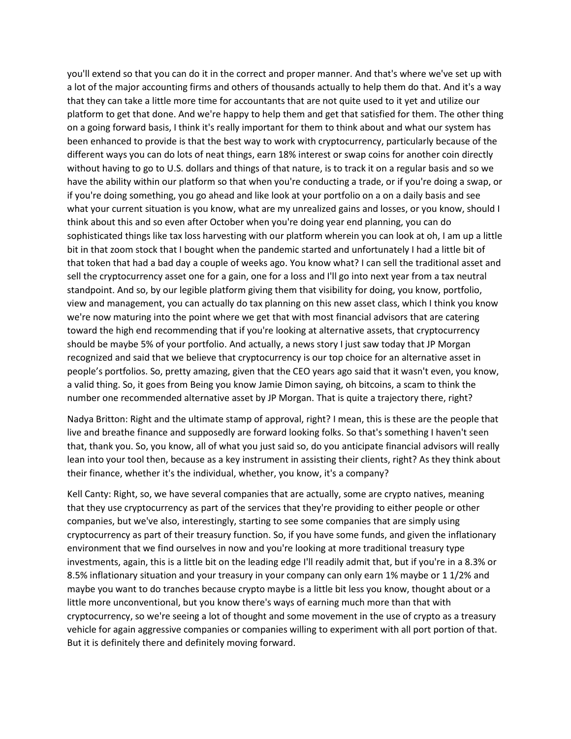you'll extend so that you can do it in the correct and proper manner. And that's where we've set up with a lot of the major accounting firms and others of thousands actually to help them do that. And it's a way that they can take a little more time for accountants that are not quite used to it yet and utilize our platform to get that done. And we're happy to help them and get that satisfied for them. The other thing on a going forward basis, I think it's really important for them to think about and what our system has been enhanced to provide is that the best way to work with cryptocurrency, particularly because of the different ways you can do lots of neat things, earn 18% interest or swap coins for another coin directly without having to go to U.S. dollars and things of that nature, is to track it on a regular basis and so we have the ability within our platform so that when you're conducting a trade, or if you're doing a swap, or if you're doing something, you go ahead and like look at your portfolio on a on a daily basis and see what your current situation is you know, what are my unrealized gains and losses, or you know, should I think about this and so even after October when you're doing year end planning, you can do sophisticated things like tax loss harvesting with our platform wherein you can look at oh, I am up a little bit in that zoom stock that I bought when the pandemic started and unfortunately I had a little bit of that token that had a bad day a couple of weeks ago. You know what? I can sell the traditional asset and sell the cryptocurrency asset one for a gain, one for a loss and I'll go into next year from a tax neutral standpoint. And so, by our legible platform giving them that visibility for doing, you know, portfolio, view and management, you can actually do tax planning on this new asset class, which I think you know we're now maturing into the point where we get that with most financial advisors that are catering toward the high end recommending that if you're looking at alternative assets, that cryptocurrency should be maybe 5% of your portfolio. And actually, a news story I just saw today that JP Morgan recognized and said that we believe that cryptocurrency is our top choice for an alternative asset in people's portfolios. So, pretty amazing, given that the CEO years ago said that it wasn't even, you know, a valid thing. So, it goes from Being you know Jamie Dimon saying, oh bitcoins, a scam to think the number one recommended alternative asset by JP Morgan. That is quite a trajectory there, right?

Nadya Britton: Right and the ultimate stamp of approval, right? I mean, this is these are the people that live and breathe finance and supposedly are forward looking folks. So that's something I haven't seen that, thank you. So, you know, all of what you just said so, do you anticipate financial advisors will really lean into your tool then, because as a key instrument in assisting their clients, right? As they think about their finance, whether it's the individual, whether, you know, it's a company?

Kell Canty: Right, so, we have several companies that are actually, some are crypto natives, meaning that they use cryptocurrency as part of the services that they're providing to either people or other companies, but we've also, interestingly, starting to see some companies that are simply using cryptocurrency as part of their treasury function. So, if you have some funds, and given the inflationary environment that we find ourselves in now and you're looking at more traditional treasury type investments, again, this is a little bit on the leading edge I'll readily admit that, but if you're in a 8.3% or 8.5% inflationary situation and your treasury in your company can only earn 1% maybe or 1 1/2% and maybe you want to do tranches because crypto maybe is a little bit less you know, thought about or a little more unconventional, but you know there's ways of earning much more than that with cryptocurrency, so we're seeing a lot of thought and some movement in the use of crypto as a treasury vehicle for again aggressive companies or companies willing to experiment with all port portion of that. But it is definitely there and definitely moving forward.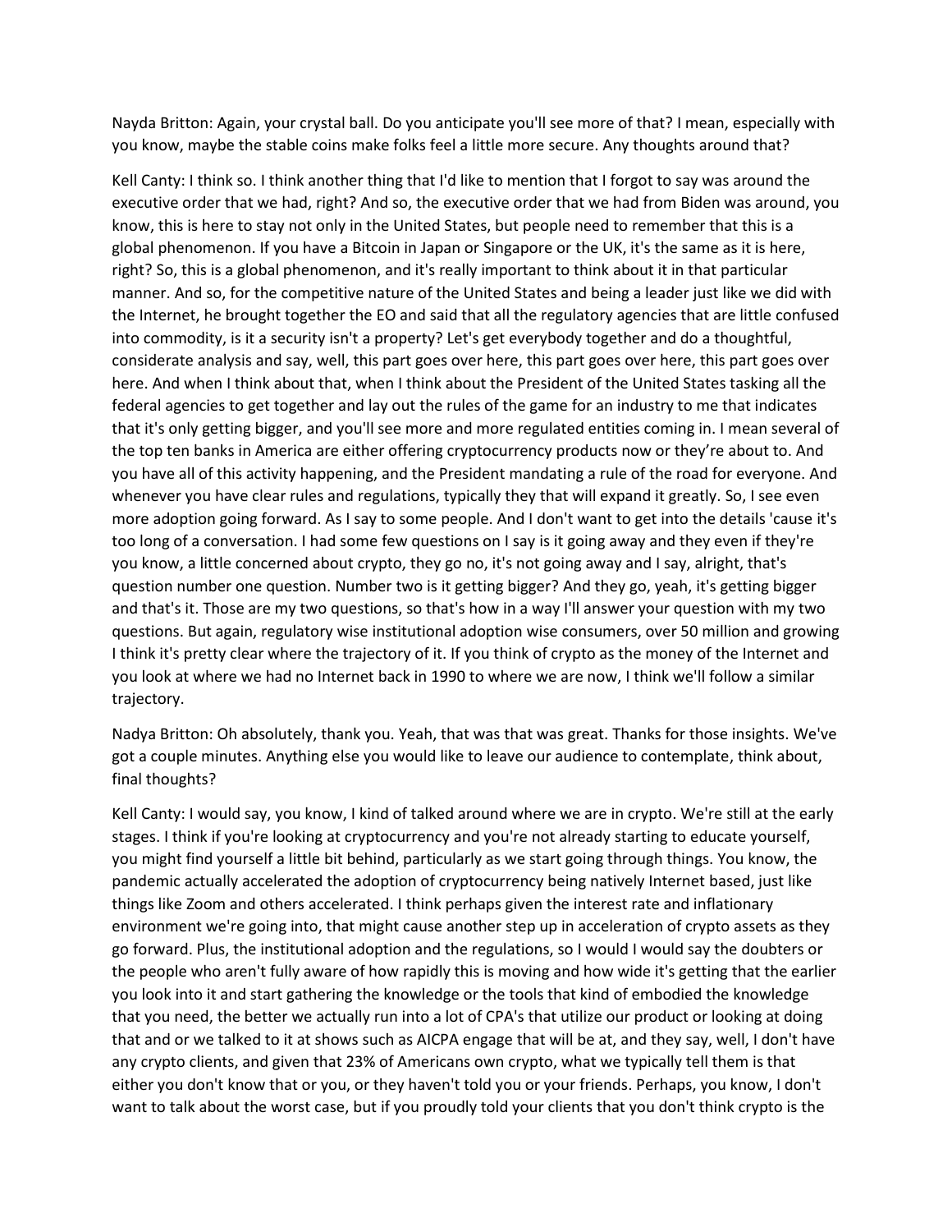Nayda Britton: Again, your crystal ball. Do you anticipate you'll see more of that? I mean, especially with you know, maybe the stable coins make folks feel a little more secure. Any thoughts around that?

Kell Canty: I think so. I think another thing that I'd like to mention that I forgot to say was around the executive order that we had, right? And so, the executive order that we had from Biden was around, you know, this is here to stay not only in the United States, but people need to remember that this is a global phenomenon. If you have a Bitcoin in Japan or Singapore or the UK, it's the same as it is here, right? So, this is a global phenomenon, and it's really important to think about it in that particular manner. And so, for the competitive nature of the United States and being a leader just like we did with the Internet, he brought together the EO and said that all the regulatory agencies that are little confused into commodity, is it a security isn't a property? Let's get everybody together and do a thoughtful, considerate analysis and say, well, this part goes over here, this part goes over here, this part goes over here. And when I think about that, when I think about the President of the United States tasking all the federal agencies to get together and lay out the rules of the game for an industry to me that indicates that it's only getting bigger, and you'll see more and more regulated entities coming in. I mean several of the top ten banks in America are either offering cryptocurrency products now or they're about to. And you have all of this activity happening, and the President mandating a rule of the road for everyone. And whenever you have clear rules and regulations, typically they that will expand it greatly. So, I see even more adoption going forward. As I say to some people. And I don't want to get into the details 'cause it's too long of a conversation. I had some few questions on I say is it going away and they even if they're you know, a little concerned about crypto, they go no, it's not going away and I say, alright, that's question number one question. Number two is it getting bigger? And they go, yeah, it's getting bigger and that's it. Those are my two questions, so that's how in a way I'll answer your question with my two questions. But again, regulatory wise institutional adoption wise consumers, over 50 million and growing I think it's pretty clear where the trajectory of it. If you think of crypto as the money of the Internet and you look at where we had no Internet back in 1990 to where we are now, I think we'll follow a similar trajectory.

Nadya Britton: Oh absolutely, thank you. Yeah, that was that was great. Thanks for those insights. We've got a couple minutes. Anything else you would like to leave our audience to contemplate, think about, final thoughts?

Kell Canty: I would say, you know, I kind of talked around where we are in crypto. We're still at the early stages. I think if you're looking at cryptocurrency and you're not already starting to educate yourself, you might find yourself a little bit behind, particularly as we start going through things. You know, the pandemic actually accelerated the adoption of cryptocurrency being natively Internet based, just like things like Zoom and others accelerated. I think perhaps given the interest rate and inflationary environment we're going into, that might cause another step up in acceleration of crypto assets as they go forward. Plus, the institutional adoption and the regulations, so I would I would say the doubters or the people who aren't fully aware of how rapidly this is moving and how wide it's getting that the earlier you look into it and start gathering the knowledge or the tools that kind of embodied the knowledge that you need, the better we actually run into a lot of CPA's that utilize our product or looking at doing that and or we talked to it at shows such as AICPA engage that will be at, and they say, well, I don't have any crypto clients, and given that 23% of Americans own crypto, what we typically tell them is that either you don't know that or you, or they haven't told you or your friends. Perhaps, you know, I don't want to talk about the worst case, but if you proudly told your clients that you don't think crypto is the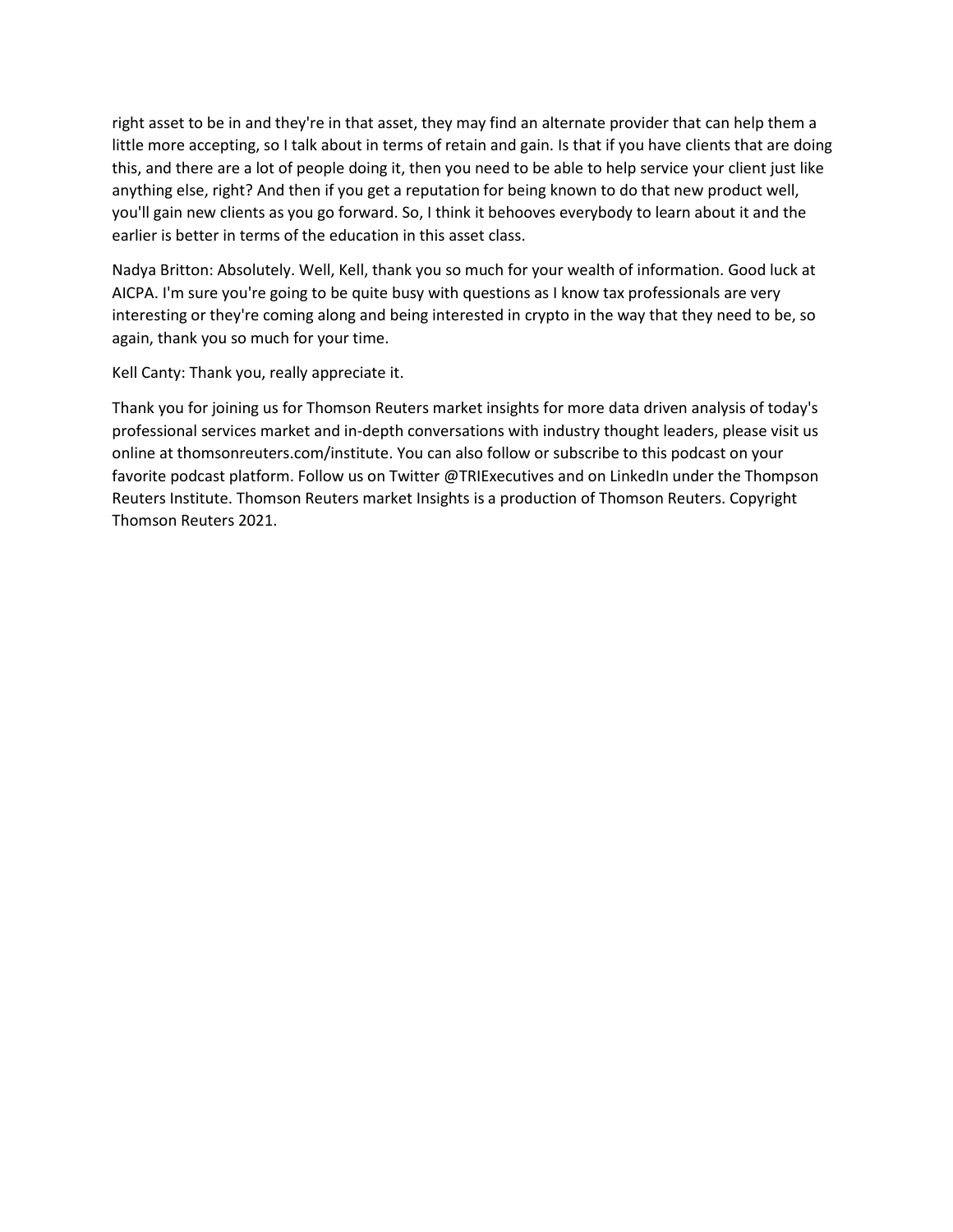right asset to be in and they're in that asset, they may find an alternate provider that can help them a little more accepting, so I talk about in terms of retain and gain. Is that if you have clients that are doing this, and there are a lot of people doing it, then you need to be able to help service your client just like anything else, right? And then if you get a reputation for being known to do that new product well, you'll gain new clients as you go forward. So, I think it behooves everybody to learn about it and the earlier is better in terms of the education in this asset class.

Nadya Britton: Absolutely. Well, Kell, thank you so much for your wealth of information. Good luck at AICPA. I'm sure you're going to be quite busy with questions as I know tax professionals are very interesting or they're coming along and being interested in crypto in the way that they need to be, so again, thank you so much for your time.

Kell Canty: Thank you, really appreciate it.

Thank you for joining us for Thomson Reuters market insights for more data driven analysis of today's professional services market and in-depth conversations with industry thought leaders, please visit us online at thomsonreuters.com/institute. You can also follow or subscribe to this podcast on your favorite podcast platform. Follow us on Twitter @TRIExecutives and on LinkedIn under the Thompson Reuters Institute. Thomson Reuters market Insights is a production of Thomson Reuters. Copyright Thomson Reuters 2021.